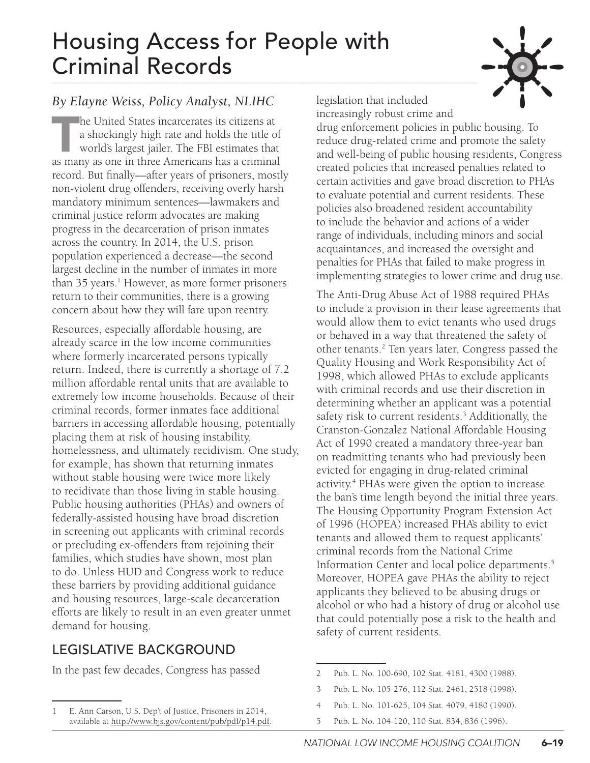# Housing Access for People with Criminal Records

*By Elayne Weiss, Policy Analyst, NLIHC*

The United States incarcerates its citizens at a shockingly high rate and holds the title of world's largest jailer. The FBI estimates that as many as one in three Americans has a criminal record. But finally—after years of prisoners, mostly non-violent drug offenders, receiving overly harsh mandatory minimum sentences—lawmakers and criminal justice reform advocates are making progress in the decarceration of prison inmates across the country. In 2014, the U.S. prison population experienced a decrease—the second largest decline in the number of inmates in more than 35 years.[1] However, as more former prisoners return to their communities, there is a growing concern about how they will fare upon reentry.

Resources, especially affordable housing, are already scarce in the low income communities where formerly incarcerated persons typically return. Indeed, there is currently a shortage of 7.2 million affordable rental units that are available to extremely low income households. Because of their criminal records, former inmates face additional barriers in accessing affordable housing, potentially placing them at risk of housing instability, homelessness, and ultimately recidivism. One study, for example, has shown that returning inmates without stable housing were twice more likely to recidivate than those living in stable housing. Public housing authorities (PHAs) and owners of federally-assisted housing have broad discretion in screening out applicants with criminal records or precluding ex-offenders from rejoining their families, which studies have shown, most plan to do. Unless HUD and Congress work to reduce these barriers by providing additional guidance and housing resources, large-scale decarceration efforts are likely to result in an even greater unmet demand for housing.

## LEGISLATIVE BACKGROUND

In the past few decades, Congress has passed legislation that included increasingly robust crime and drug enforcement policies in public housing. To reduce drug-related crime and promote the safety and well-being of public housing residents, Congress created policies that increased penalties related to certain activities and gave broad discretion to PHAs to evaluate potential and current residents. These policies also broadened resident accountability to include the behavior and actions of a wider range of individuals, including minors and social acquaintances, and increased the oversight and penalties for PHAs that failed to make progress in implementing strategies to lower crime and drug use.

The Anti-Drug Abuse Act of 1988 required PHAs to include a provision in their lease agreements that would allow them to evict tenants who used drugs or behaved in a way that threatened the safety of other tenants.[2] Ten years later, Congress passed the Quality Housing and Work Responsibility Act of 1998, which allowed PHAs to exclude applicants with criminal records and use their discretion in determining whether an applicant was a potential safety risk to current residents.[3] Additionally, the Cranston-Gonzalez National Affordable Housing Act of 1990 created a mandatory three-year ban on readmitting tenants who had previously been evicted for engaging in drug-related criminal activity.[4] PHAs were given the option to increase the ban's time length beyond the initial three years. The Housing Opportunity Program Extension Act of 1996 (HOPEA) increased PHA's ability to evict tenants and allowed them to request applicants' criminal records from the National Crime Information Center and local police departments.[5] Moreover, HOPEA gave PHAs the ability to reject applicants they believed to be abusing drugs or alcohol or who had a history of drug or alcohol use that could potentially pose a risk to the health and safety of current residents.

---

1 E. Ann Carson, U.S. Dep't of Justice, Prisoners in 2014, available at http://www.bjs.gov/content/pub/pdf/p14.pdf.

2 Pub. L. No. 100-690, 102 Stat. 4181, 4300 (1988).

3 Pub. L. No. 105-276, 112 Stat. 2461, 2518 (1998).

4 Pub. L. No. 101-625, 104 Stat. 4079, 4180 (1990).

5 Pub. L. No. 104-120, 110 Stat. 834, 836 (1996).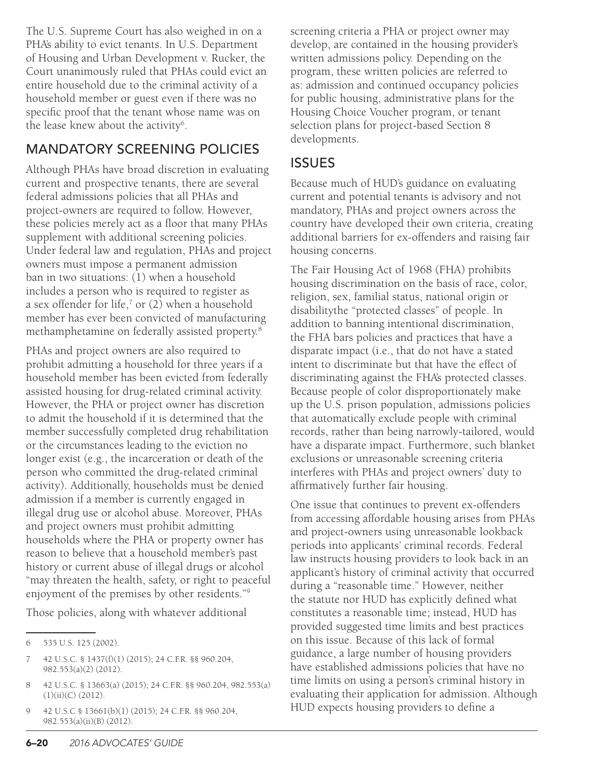The U.S. Supreme Court has also weighed in on a PHA's ability to evict tenants. In U.S. Department of Housing and Urban Development v. Rucker, the Court unanimously ruled that PHAs could evict an entire household due to the criminal activity of a household member or guest even if there was no specific proof that the tenant whose name was on the lease knew about the activity[6].

## MANDATORY SCREENING POLICIES

Although PHAs have broad discretion in evaluating current and prospective tenants, there are several federal admissions policies that all PHAs and project-owners are required to follow. However, these policies merely act as a floor that many PHAs supplement with additional screening policies. Under federal law and regulation, PHAs and project owners must impose a permanent admission ban in two situations: (1) when a household includes a person who is required to register as a sex offender for life,[7] or (2) when a household member has ever been convicted of manufacturing methamphetamine on federally assisted property.[8]

PHAs and project owners are also required to prohibit admitting a household for three years if a household member has been evicted from federally assisted housing for drug-related criminal activity. However, the PHA or project owner has discretion to admit the household if it is determined that the member successfully completed drug rehabilitation or the circumstances leading to the eviction no longer exist (e.g., the incarceration or death of the person who committed the drug-related criminal activity). Additionally, households must be denied admission if a member is currently engaged in illegal drug use or alcohol abuse. Moreover, PHAs and project owners must prohibit admitting households where the PHA or property owner has reason to believe that a household member's past history or current abuse of illegal drugs or alcohol "may threaten the health, safety, or right to peaceful enjoyment of the premises by other residents."[9]

Those policies, along with whatever additional screening criteria a PHA or project owner may develop, are contained in the housing provider's written admissions policy. Depending on the program, these written policies are referred to as: admission and continued occupancy policies for public housing, administrative plans for the Housing Choice Voucher program, or tenant selection plans for project-based Section 8 developments.

## ISSUES

Because much of HUD's guidance on evaluating current and potential tenants is advisory and not mandatory, PHAs and project owners across the country have developed their own criteria, creating additional barriers for ex-offenders and raising fair housing concerns.

The Fair Housing Act of 1968 (FHA) prohibits housing discrimination on the basis of race, color, religion, sex, familial status, national origin or disabilitythe "protected classes" of people. In addition to banning intentional discrimination, the FHA bars policies and practices that have a disparate impact (i.e., that do not have a stated intent to discriminate but that have the effect of discriminating against the FHA's protected classes. Because people of color disproportionately make up the U.S. prison population, admissions policies that automatically exclude people with criminal records, rather than being narrowly-tailored, would have a disparate impact. Furthermore, such blanket exclusions or unreasonable screening criteria interferes with PHAs and project owners' duty to affirmatively further fair housing.

One issue that continues to prevent ex-offenders from accessing affordable housing arises from PHAs and project-owners using unreasonable lookback periods into applicants' criminal records. Federal law instructs housing providers to look back in an applicant's history of criminal activity that occurred during a "reasonable time." However, neither the statute nor HUD has explicitly defined what constitutes a reasonable time; instead, HUD has provided suggested time limits and best practices on this issue. Because of this lack of formal guidance, a large number of housing providers have established admissions policies that have no time limits on using a person's criminal history in evaluating their application for admission. Although HUD expects housing providers to define a

---

6 535 U.S. 125 (2002).

7 42 U.S.C. § 1437(f)(1) (2015); 24 C.F.R. §§ 960.204, 982.553(a)(2) (2012).

8 42 U.S.C. § 13663(a) (2015); 24 C.F.R. §§ 960.204, 982.553(a)(1)(ii)(C) (2012).

9 42 U.S.C § 13661(b)(1) (2015); 24 C.F.R. §§ 960.204, 982.553(a)(ii)(B) (2012).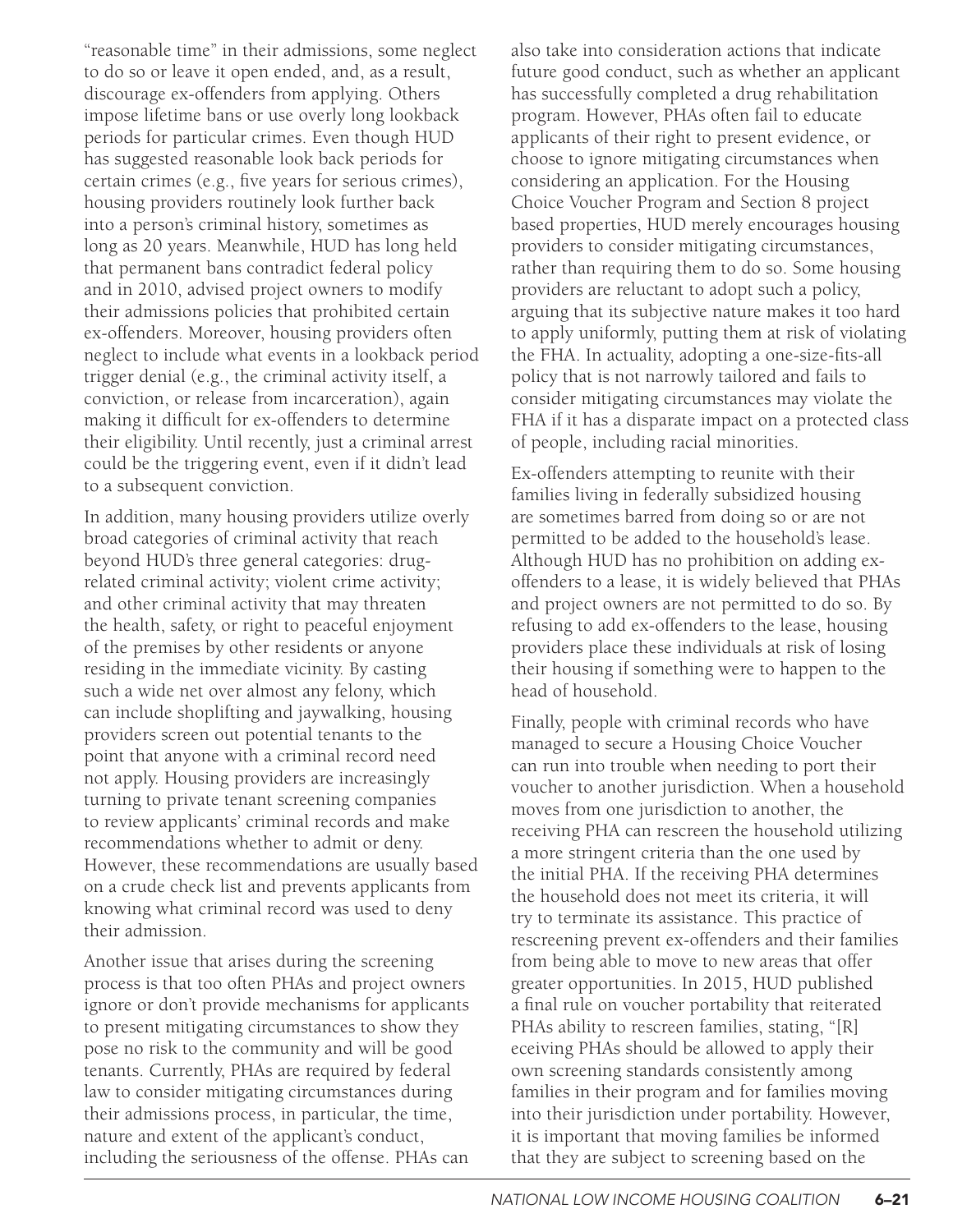"reasonable time" in their admissions, some neglect to do so or leave it open ended, and, as a result, discourage ex-offenders from applying. Others impose lifetime bans or use overly long lookback periods for particular crimes. Even though HUD has suggested reasonable look back periods for certain crimes (e.g., five years for serious crimes), housing providers routinely look further back into a person's criminal history, sometimes as long as 20 years. Meanwhile, HUD has long held that permanent bans contradict federal policy and in 2010, advised project owners to modify their admissions policies that prohibited certain ex-offenders. Moreover, housing providers often neglect to include what events in a lookback period trigger denial (e.g., the criminal activity itself, a conviction, or release from incarceration), again making it difficult for ex-offenders to determine their eligibility. Until recently, just a criminal arrest could be the triggering event, even if it didn't lead to a subsequent conviction.

In addition, many housing providers utilize overly broad categories of criminal activity that reach beyond HUD's three general categories: drug-related criminal activity; violent crime activity; and other criminal activity that may threaten the health, safety, or right to peaceful enjoyment of the premises by other residents or anyone residing in the immediate vicinity. By casting such a wide net over almost any felony, which can include shoplifting and jaywalking, housing providers screen out potential tenants to the point that anyone with a criminal record need not apply. Housing providers are increasingly turning to private tenant screening companies to review applicants' criminal records and make recommendations whether to admit or deny. However, these recommendations are usually based on a crude check list and prevents applicants from knowing what criminal record was used to deny their admission.

Another issue that arises during the screening process is that too often PHAs and project owners ignore or don't provide mechanisms for applicants to present mitigating circumstances to show they pose no risk to the community and will be good tenants. Currently, PHAs are required by federal law to consider mitigating circumstances during their admissions process, in particular, the time, nature and extent of the applicant's conduct, including the seriousness of the offense. PHAs can also take into consideration actions that indicate future good conduct, such as whether an applicant has successfully completed a drug rehabilitation program. However, PHAs often fail to educate applicants of their right to present evidence, or choose to ignore mitigating circumstances when considering an application. For the Housing Choice Voucher Program and Section 8 project based properties, HUD merely encourages housing providers to consider mitigating circumstances, rather than requiring them to do so. Some housing providers are reluctant to adopt such a policy, arguing that its subjective nature makes it too hard to apply uniformly, putting them at risk of violating the FHA. In actuality, adopting a one-size-fits-all policy that is not narrowly tailored and fails to consider mitigating circumstances may violate the FHA if it has a disparate impact on a protected class of people, including racial minorities.

Ex-offenders attempting to reunite with their families living in federally subsidized housing are sometimes barred from doing so or are not permitted to be added to the household's lease. Although HUD has no prohibition on adding ex-offenders to a lease, it is widely believed that PHAs and project owners are not permitted to do so. By refusing to add ex-offenders to the lease, housing providers place these individuals at risk of losing their housing if something were to happen to the head of household.

Finally, people with criminal records who have managed to secure a Housing Choice Voucher can run into trouble when needing to port their voucher to another jurisdiction. When a household moves from one jurisdiction to another, the receiving PHA can rescreen the household utilizing a more stringent criteria than the one used by the initial PHA. If the receiving PHA determines the household does not meet its criteria, it will try to terminate its assistance. This practice of rescreening prevent ex-offenders and their families from being able to move to new areas that offer greater opportunities. In 2015, HUD published a final rule on voucher portability that reiterated PHAs ability to rescreen families, stating, "[R]eceiving PHAs should be allowed to apply their own screening standards consistently among families in their program and for families moving into their jurisdiction under portability. However, it is important that moving families be informed that they are subject to screening based on the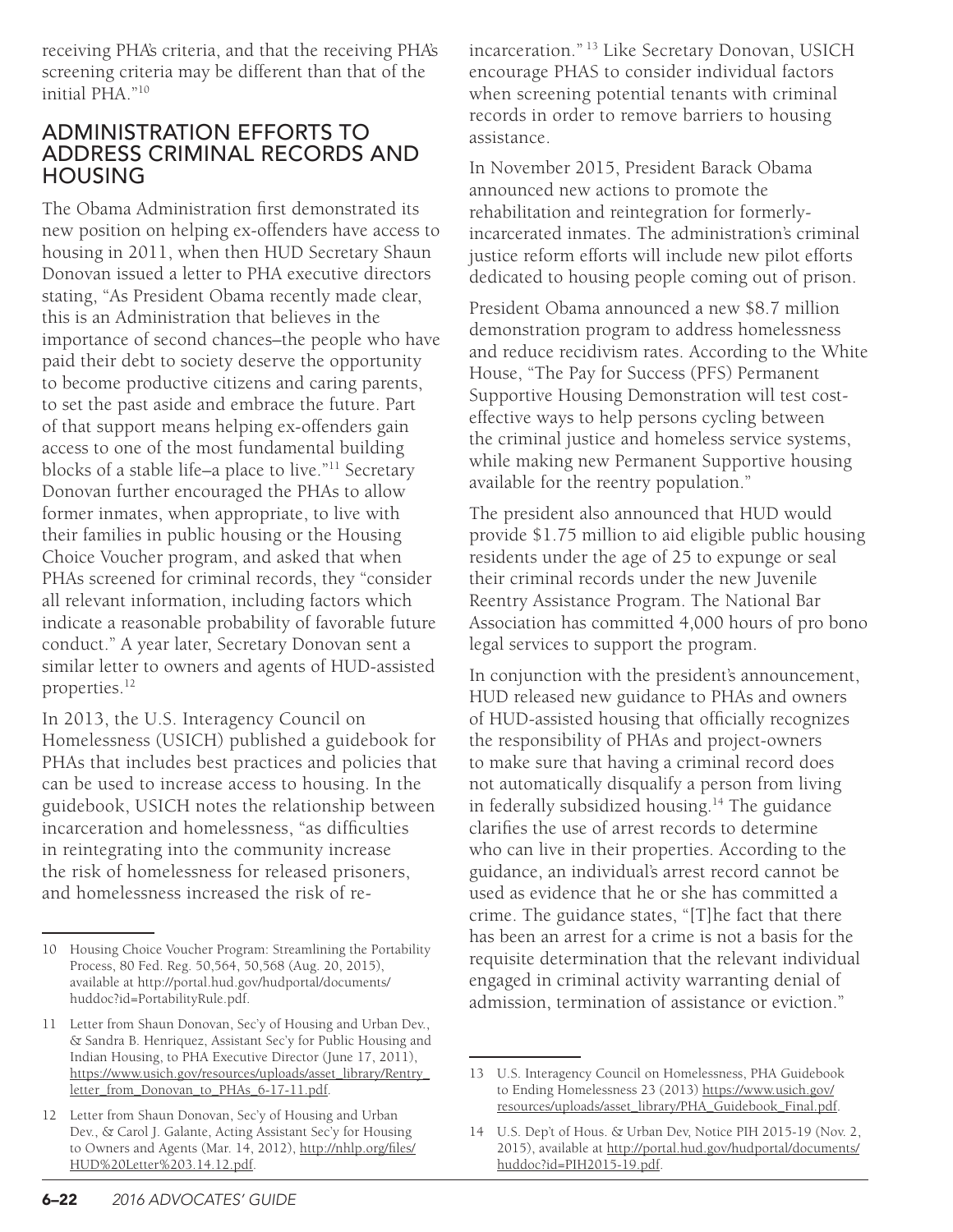receiving PHA's criteria, and that the receiving PHA's screening criteria may be different than that of the initial PHA."[10]

## ADMINISTRATION EFFORTS TO ADDRESS CRIMINAL RECORDS AND HOUSING

The Obama Administration first demonstrated its new position on helping ex-offenders have access to housing in 2011, when then HUD Secretary Shaun Donovan issued a letter to PHA executive directors stating, "As President Obama recently made clear, this is an Administration that believes in the importance of second chances–the people who have paid their debt to society deserve the opportunity to become productive citizens and caring parents, to set the past aside and embrace the future. Part of that support means helping ex-offenders gain access to one of the most fundamental building blocks of a stable life–a place to live."[11] Secretary Donovan further encouraged the PHAs to allow former inmates, when appropriate, to live with their families in public housing or the Housing Choice Voucher program, and asked that when PHAs screened for criminal records, they "consider all relevant information, including factors which indicate a reasonable probability of favorable future conduct." A year later, Secretary Donovan sent a similar letter to owners and agents of HUD-assisted properties.[12]

In 2013, the U.S. Interagency Council on Homelessness (USICH) published a guidebook for PHAs that includes best practices and policies that can be used to increase access to housing. In the guidebook, USICH notes the relationship between incarceration and homelessness, "as difficulties in reintegrating into the community increase the risk of homelessness for released prisoners, and homelessness increased the risk of re-incarceration."[13] Like Secretary Donovan, USICH encourage PHAS to consider individual factors when screening potential tenants with criminal records in order to remove barriers to housing assistance.

In November 2015, President Barack Obama announced new actions to promote the rehabilitation and reintegration for formerly-incarcerated inmates. The administration's criminal justice reform efforts will include new pilot efforts dedicated to housing people coming out of prison.

President Obama announced a new $8.7 million demonstration program to address homelessness and reduce recidivism rates. According to the White House, "The Pay for Success (PFS) Permanent Supportive Housing Demonstration will test cost-effective ways to help persons cycling between the criminal justice and homeless service systems, while making new Permanent Supportive housing available for the reentry population."

The president also announced that HUD would provide $1.75 million to aid eligible public housing residents under the age of 25 to expunge or seal their criminal records under the new Juvenile Reentry Assistance Program. The National Bar Association has committed 4,000 hours of pro bono legal services to support the program.

In conjunction with the president's announcement, HUD released new guidance to PHAs and owners of HUD-assisted housing that officially recognizes the responsibility of PHAs and project-owners to make sure that having a criminal record does not automatically disqualify a person from living in federally subsidized housing.[14] The guidance clarifies the use of arrest records to determine who can live in their properties. According to the guidance, an individual's arrest record cannot be used as evidence that he or she has committed a crime. The guidance states, "[T]he fact that there has been an arrest for a crime is not a basis for the requisite determination that the relevant individual engaged in criminal activity warranting denial of admission, termination of assistance or eviction."

---

10 Housing Choice Voucher Program: Streamlining the Portability Process, 80 Fed. Reg. 50,564, 50,568 (Aug. 20, 2015), available at http://portal.hud.gov/hudportal/documents/huddoc?id=PortabilityRule.pdf.

11 Letter from Shaun Donovan, Sec'y of Housing and Urban Dev., & Sandra B. Henriquez, Assistant Sec'y for Public Housing and Indian Housing, to PHA Executive Director (June 17, 2011), https://www.usich.gov/resources/uploads/asset_library/Rentry_letter_from_Donovan_to_PHAs_6-17-11.pdf.

12 Letter from Shaun Donovan, Sec'y of Housing and Urban Dev., & Carol J. Galante, Acting Assistant Sec'y for Housing to Owners and Agents (Mar. 14, 2012), http://nhlp.org/files/HUD%20Letter%203.14.12.pdf.

13 U.S. Interagency Council on Homelessness, PHA Guidebook to Ending Homelessness 23 (2013) https://www.usich.gov/resources/uploads/asset_library/PHA_Guidebook_Final.pdf.

14 U.S. Dep't of Hous. & Urban Dev, Notice PIH 2015-19 (Nov. 2, 2015), available at http://portal.hud.gov/hudportal/documents/huddoc?id=PIH2015-19.pdf.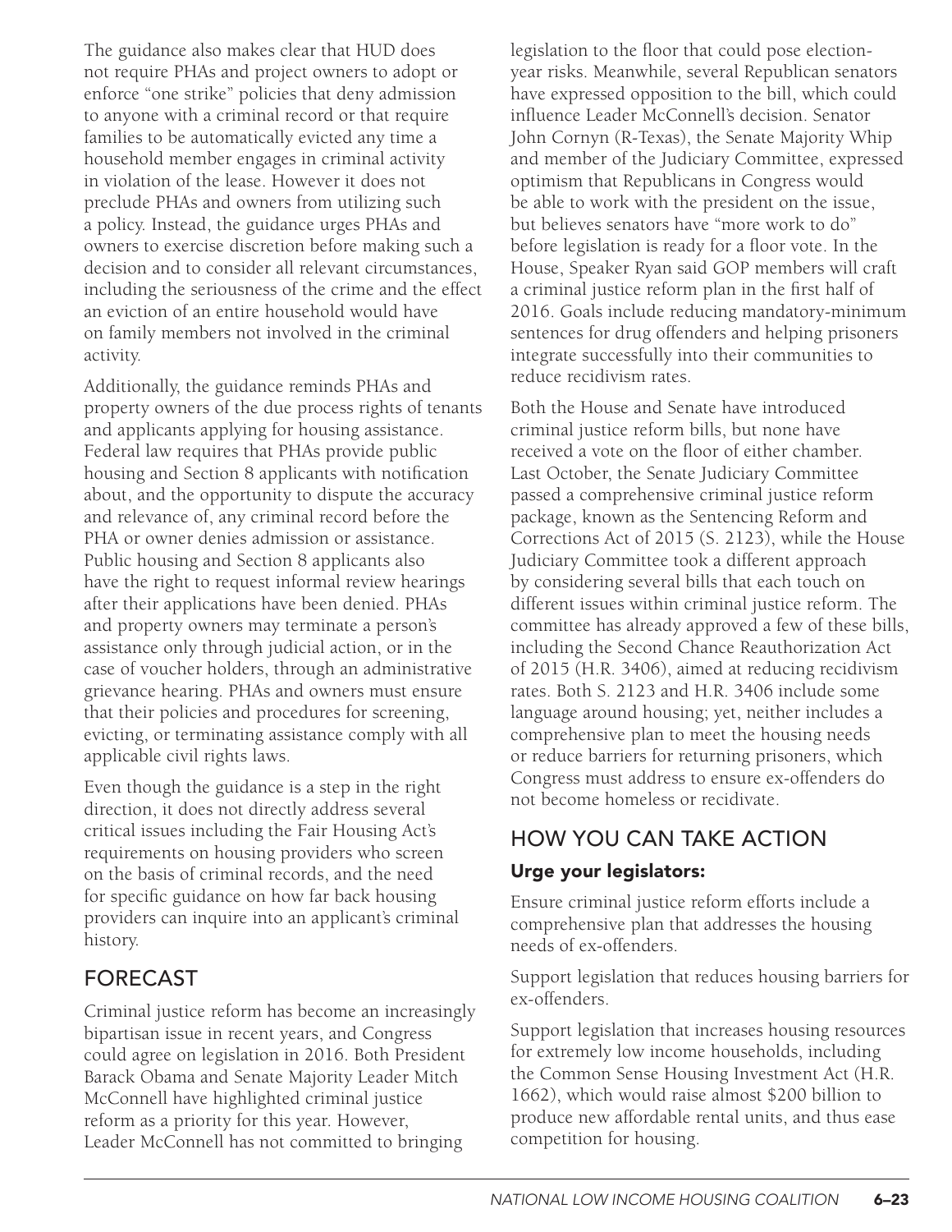The guidance also makes clear that HUD does not require PHAs and project owners to adopt or enforce "one strike" policies that deny admission to anyone with a criminal record or that require families to be automatically evicted any time a household member engages in criminal activity in violation of the lease. However it does not preclude PHAs and owners from utilizing such a policy. Instead, the guidance urges PHAs and owners to exercise discretion before making such a decision and to consider all relevant circumstances, including the seriousness of the crime and the effect an eviction of an entire household would have on family members not involved in the criminal activity.

Additionally, the guidance reminds PHAs and property owners of the due process rights of tenants and applicants applying for housing assistance. Federal law requires that PHAs provide public housing and Section 8 applicants with notification about, and the opportunity to dispute the accuracy and relevance of, any criminal record before the PHA or owner denies admission or assistance. Public housing and Section 8 applicants also have the right to request informal review hearings after their applications have been denied. PHAs and property owners may terminate a person's assistance only through judicial action, or in the case of voucher holders, through an administrative grievance hearing. PHAs and owners must ensure that their policies and procedures for screening, evicting, or terminating assistance comply with all applicable civil rights laws.

Even though the guidance is a step in the right direction, it does not directly address several critical issues including the Fair Housing Act's requirements on housing providers who screen on the basis of criminal records, and the need for specific guidance on how far back housing providers can inquire into an applicant's criminal history.

## FORECAST

Criminal justice reform has become an increasingly bipartisan issue in recent years, and Congress could agree on legislation in 2016. Both President Barack Obama and Senate Majority Leader Mitch McConnell have highlighted criminal justice reform as a priority for this year. However, Leader McConnell has not committed to bringing legislation to the floor that could pose election-year risks. Meanwhile, several Republican senators have expressed opposition to the bill, which could influence Leader McConnell's decision. Senator John Cornyn (R-Texas), the Senate Majority Whip and member of the Judiciary Committee, expressed optimism that Republicans in Congress would be able to work with the president on the issue, but believes senators have "more work to do" before legislation is ready for a floor vote. In the House, Speaker Ryan said GOP members will craft a criminal justice reform plan in the first half of 2016. Goals include reducing mandatory-minimum sentences for drug offenders and helping prisoners integrate successfully into their communities to reduce recidivism rates.

Both the House and Senate have introduced criminal justice reform bills, but none have received a vote on the floor of either chamber. Last October, the Senate Judiciary Committee passed a comprehensive criminal justice reform package, known as the Sentencing Reform and Corrections Act of 2015 (S. 2123), while the House Judiciary Committee took a different approach by considering several bills that each touch on different issues within criminal justice reform. The committee has already approved a few of these bills, including the Second Chance Reauthorization Act of 2015 (H.R. 3406), aimed at reducing recidivism rates. Both S. 2123 and H.R. 3406 include some language around housing; yet, neither includes a comprehensive plan to meet the housing needs or reduce barriers for returning prisoners, which Congress must address to ensure ex-offenders do not become homeless or recidivate.

## HOW YOU CAN TAKE ACTION

### Urge your legislators:

Ensure criminal justice reform efforts include a comprehensive plan that addresses the housing needs of ex-offenders.

Support legislation that reduces housing barriers for ex-offenders.

Support legislation that increases housing resources for extremely low income households, including the Common Sense Housing Investment Act (H.R. 1662), which would raise almost $200 billion to produce new affordable rental units, and thus ease competition for housing.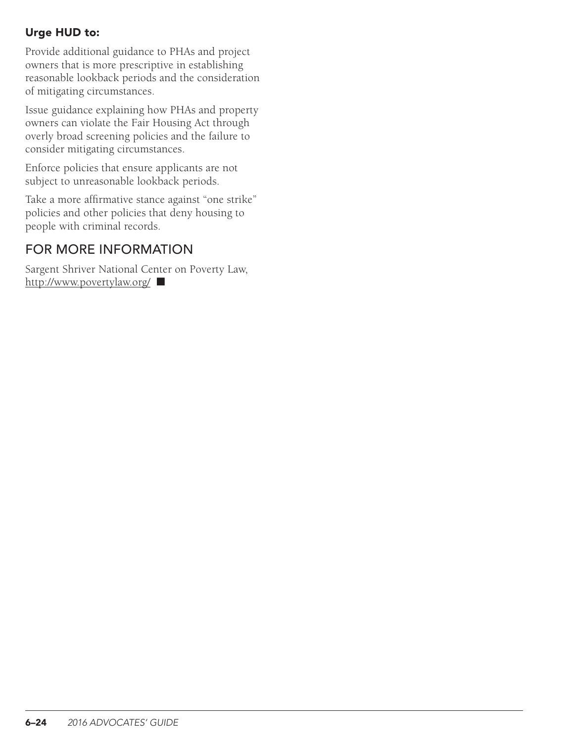### Urge HUD to:

Provide additional guidance to PHAs and project owners that is more prescriptive in establishing reasonable lookback periods and the consideration of mitigating circumstances.

Issue guidance explaining how PHAs and property owners can violate the Fair Housing Act through overly broad screening policies and the failure to consider mitigating circumstances.

Enforce policies that ensure applicants are not subject to unreasonable lookback periods.

Take a more affirmative stance against "one strike" policies and other policies that deny housing to people with criminal records.

## FOR MORE INFORMATION

Sargent Shriver National Center on Poverty Law, http://www.povertylaw.org/ ■